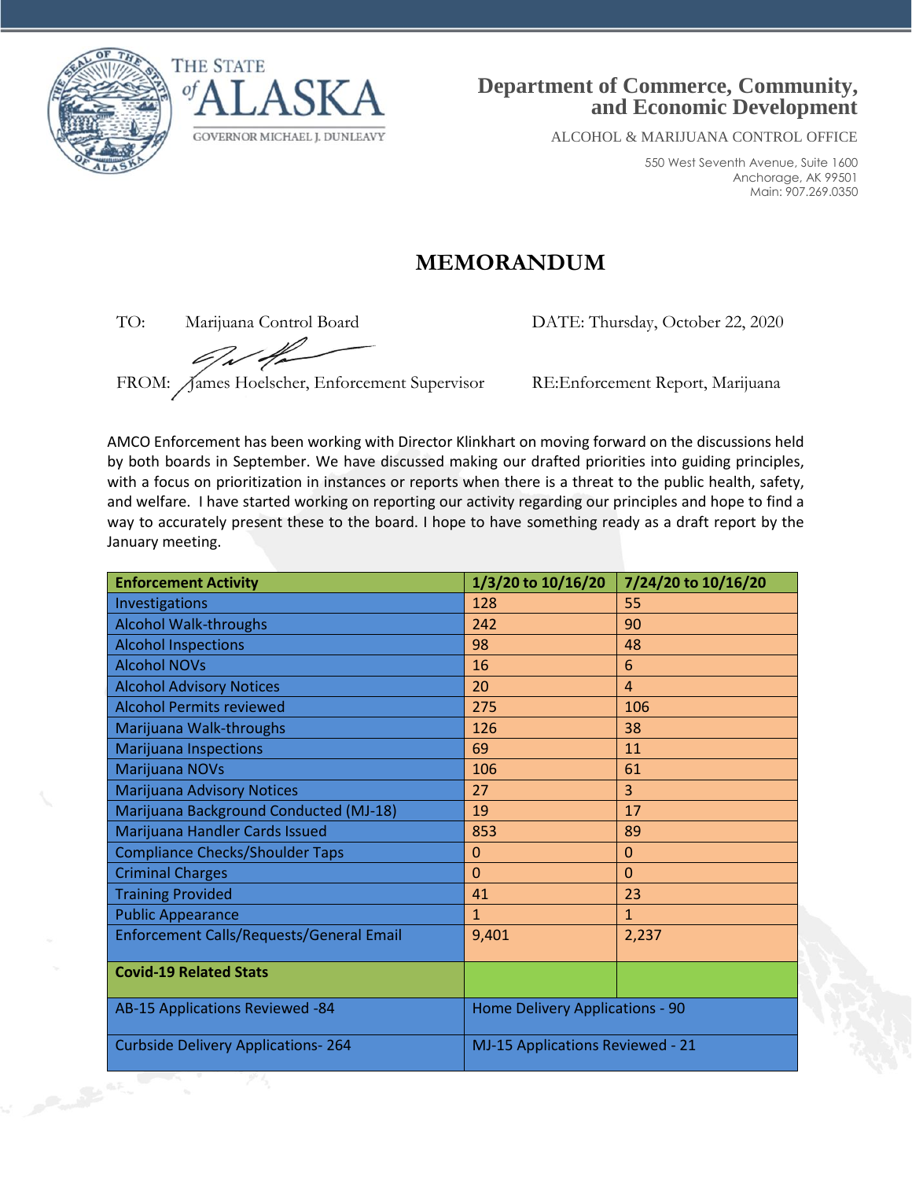THE STATE of ALASKA

GOVERNOR MICHAEL J. DUNLEAVY

**Department of Commerce, Community, and Economic Development**

ALCOHOL & MARIJUANA CONTROL OFFICE

550 West Seventh Avenue, Suite 1600
Anchorage, AK 99501
Main: 907.269.0350

# MEMORANDUM

TO: Marijuana Control Board

DATE: Thursday, October 22, 2020

FROM: James Hoelscher, Enforcement Supervisor

RE:Enforcement Report, Marijuana

AMCO Enforcement has been working with Director Klinkhart on moving forward on the discussions held by both boards in September. We have discussed making our drafted priorities into guiding principles, with a focus on prioritization in instances or reports when there is a threat to the public health, safety, and welfare. I have started working on reporting our activity regarding our principles and hope to find a way to accurately present these to the board. I hope to have something ready as a draft report by the January meeting.

| **Enforcement Activity** | **1/3/20 to 10/16/20** | **7/24/20 to 10/16/20** |
|---|---|---|
| Investigations | 128 | 55 |
| Alcohol Walk-throughs | 242 | 90 |
| Alcohol Inspections | 98 | 48 |
| Alcohol NOVs | 16 | 6 |
| Alcohol Advisory Notices | 20 | 4 |
| Alcohol Permits reviewed | 275 | 106 |
| Marijuana Walk-throughs | 126 | 38 |
| Marijuana Inspections | 69 | 11 |
| Marijuana NOVs | 106 | 61 |
| Marijuana Advisory Notices | 27 | 3 |
| Marijuana Background Conducted (MJ-18) | 19 | 17 |
| Marijuana Handler Cards Issued | 853 | 89 |
| Compliance Checks/Shoulder Taps | 0 | 0 |
| Criminal Charges | 0 | 0 |
| Training Provided | 41 | 23 |
| Public Appearance | 1 | 1 |
| Enforcement Calls/Requests/General Email | 9,401 | 2,237 |
| **Covid-19 Related Stats** | | |
| AB-15 Applications Reviewed -84 | Home Delivery Applications - 90 | |
| Curbside Delivery Applications- 264 | MJ-15 Applications Reviewed - 21 | |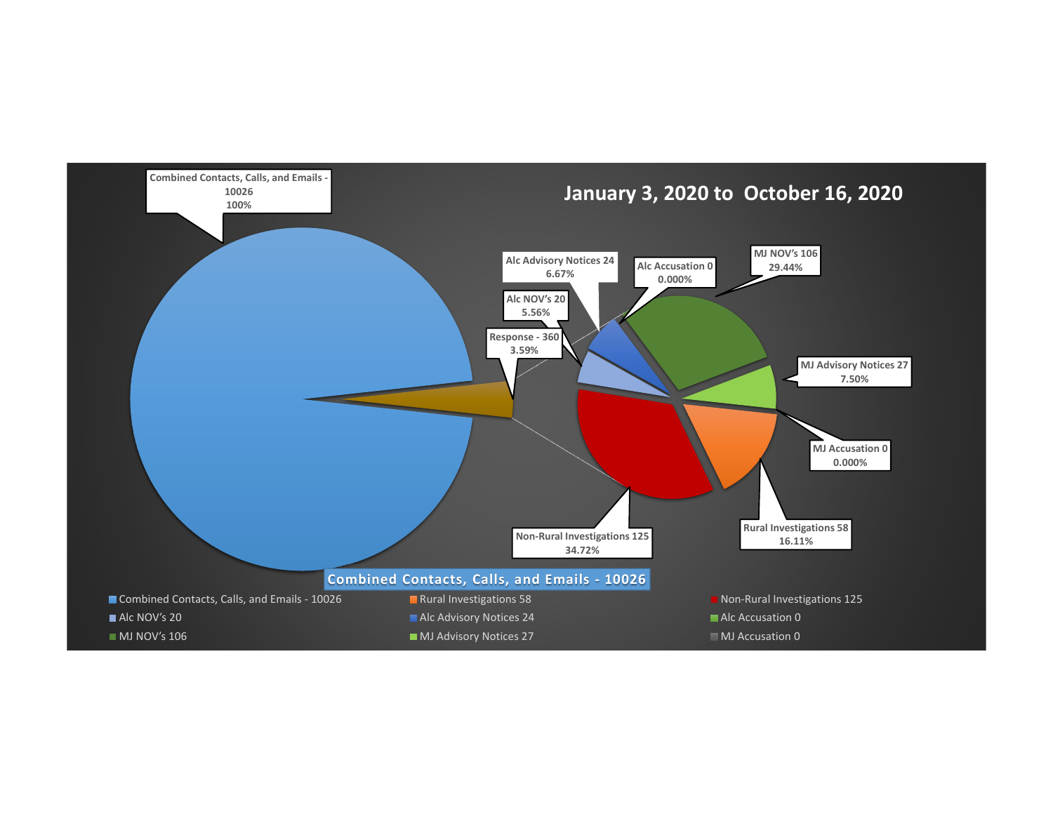January 3, 2020 to October 16, 2020

Combined Contacts, Calls, and Emails - 10026
100%

Alc Advisory Notices 24
6.67%

Alc Accusation 0
0.000%

MJ NOV's 106
29.44%

Alc NOV's 20
5.56%

Response - 360
3.59%

MJ Advisory Notices 27
7.50%

MJ Accusation 0
0.000%

Rural Investigations 58
16.11%

Non-Rural Investigations 125
34.72%

Combined Contacts, Calls, and Emails - 10026

Combined Contacts, Calls, and Emails - 10026
Rural Investigations 58
Non-Rural Investigations 125
Alc NOV's 20
Alc Advisory Notices 24
Alc Accusation 0
MJ NOV's 106
MJ Advisory Notices 27
MJ Accusation 0